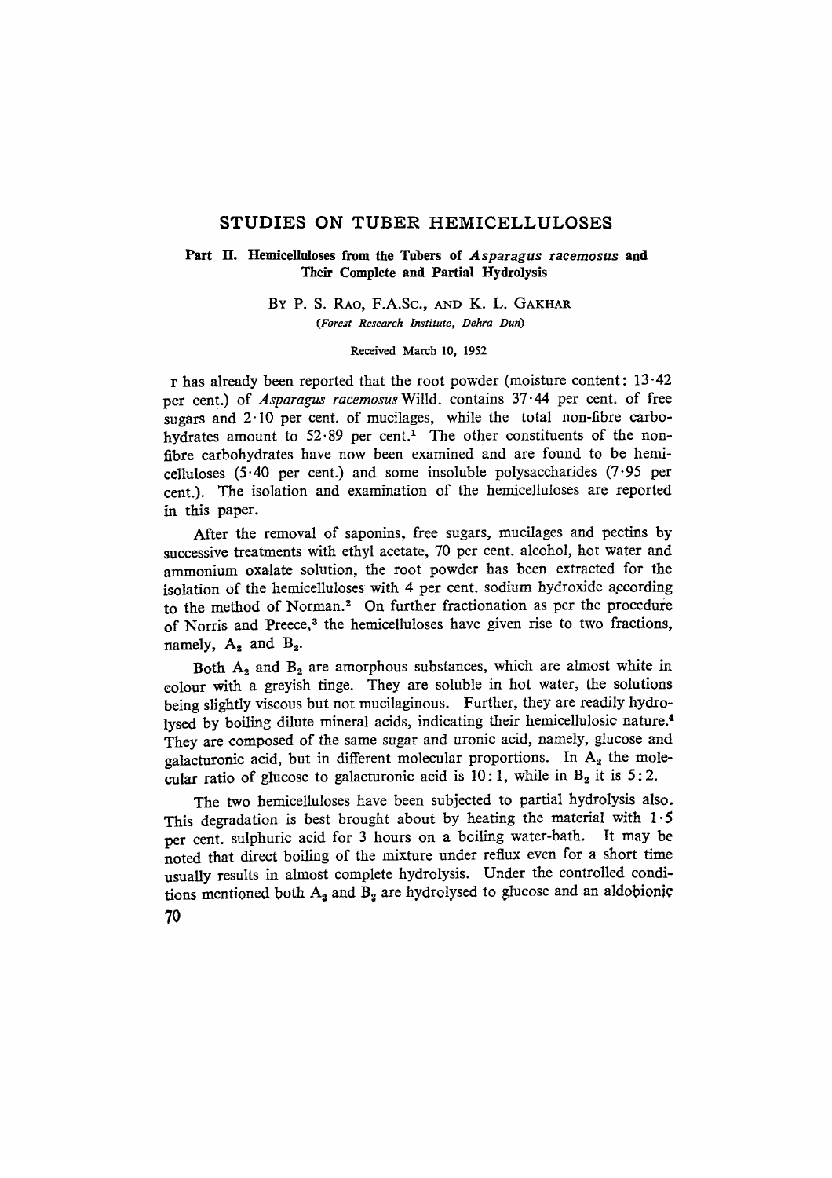# STUDIES ON TUBER HEMICELLULOSES

## Part II. Hemicelluloses from the Tubers of *Asparagus racemosus* and Their Complete and Partial Hydrolysis

By P. S. Rao, F.A.Sc., and K. L. Gakhar

*(Forest Research Institute, Dehra Dun)*

Received March 10, 1952

It has already been reported that the root powder (moisture content: 13·42 per cent.) of *Asparagus racemosus* Willd. contains 37·44 per cent. of free sugars and 2·10 per cent. of mucilages, while the total non-fibre carbohydrates amount to 52·89 per cent.[1] The other constituents of the non-fibre carbohydrates have now been examined and are found to be hemicelluloses (5·40 per cent.) and some insoluble polysaccharides (7·95 per cent.). The isolation and examination of the hemicelluloses are reported in this paper.

After the removal of saponins, free sugars, mucilages and pectins by successive treatments with ethyl acetate, 70 per cent. alcohol, hot water and ammonium oxalate solution, the root powder has been extracted for the isolation of the hemicelluloses with 4 per cent. sodium hydroxide according to the method of Norman.[2] On further fractionation as per the procedure of Norris and Preece,[3] the hemicelluloses have given rise to two fractions, namely, $A_2$ and $B_2$.

Both $A_2$ and $B_2$ are amorphous substances, which are almost white in colour with a greyish tinge. They are soluble in hot water, the solutions being slightly viscous but not mucilaginous. Further, they are readily hydrolysed by boiling dilute mineral acids, indicating their hemicellulosic nature.[4] They are composed of the same sugar and uronic acid, namely, glucose and galacturonic acid, but in different molecular proportions. In $A_2$ the molecular ratio of glucose to galacturonic acid is 10 : 1, while in $B_2$ it is 5 : 2.

The two hemicelluloses have been subjected to partial hydrolysis also. This degradation is best brought about by heating the material with 1·5 per cent. sulphuric acid for 3 hours on a boiling water-bath. It may be noted that direct boiling of the mixture under reflux even for a short time usually results in almost complete hydrolysis. Under the controlled conditions mentioned both $A_2$ and $B_2$ are hydrolysed to glucose and an aldobionic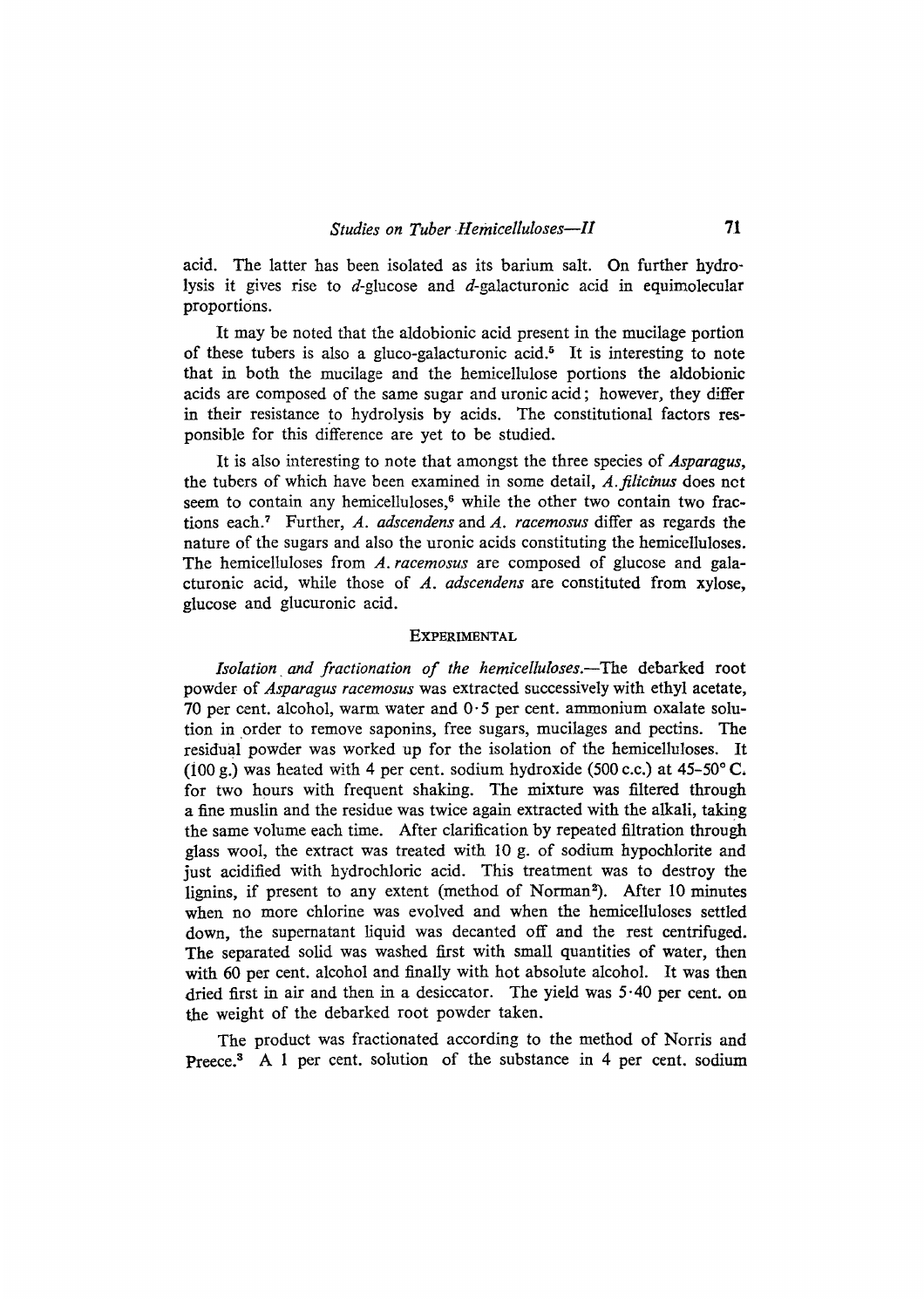acid. The latter has been isolated as its barium salt. On further hydrolysis it gives rise to *d*-glucose and *d*-galacturonic acid in equimolecular proportions.

It may be noted that the aldobionic acid present in the mucilage portion of these tubers is also a gluco-galacturonic acid.[5] It is interesting to note that in both the mucilage and the hemicellulose portions the aldobionic acids are composed of the same sugar and uronic acid; however, they differ in their resistance to hydrolysis by acids. The constitutional factors responsible for this difference are yet to be studied.

It is also interesting to note that amongst the three species of *Asparagus*, the tubers of which have been examined in some detail, *A. filicinus* does not seem to contain any hemicelluloses,[6] while the other two contain two fractions each.[7] Further, *A. adscendens* and *A. racemosus* differ as regards the nature of the sugars and also the uronic acids constituting the hemicelluloses. The hemicelluloses from *A. racemosus* are composed of glucose and galacturonic acid, while those of *A. adscendens* are constituted from xylose, glucose and glucuronic acid.

## Experimental

*Isolation and fractionation of the hemicelluloses.*—The debarked root powder of *Asparagus racemosus* was extracted successively with ethyl acetate, 70 per cent. alcohol, warm water and 0·5 per cent. ammonium oxalate solution in order to remove saponins, free sugars, mucilages and pectins. The residual powder was worked up for the isolation of the hemicelluloses. It (100 g.) was heated with 4 per cent. sodium hydroxide (500 c.c.) at 45–50° C. for two hours with frequent shaking. The mixture was filtered through a fine muslin and the residue was twice again extracted with the alkali, taking the same volume each time. After clarification by repeated filtration through glass wool, the extract was treated with 10 g. of sodium hypochlorite and just acidified with hydrochloric acid. This treatment was to destroy the lignins, if present to any extent (method of Norman[2]). After 10 minutes when no more chlorine was evolved and when the hemicelluloses settled down, the supernatant liquid was decanted off and the rest centrifuged. The separated solid was washed first with small quantities of water, then with 60 per cent. alcohol and finally with hot absolute alcohol. It was then dried first in air and then in a desiccator. The yield was 5·40 per cent. on the weight of the debarked root powder taken.

The product was fractionated according to the method of Norris and Preece.[3] A 1 per cent. solution of the substance in 4 per cent. sodium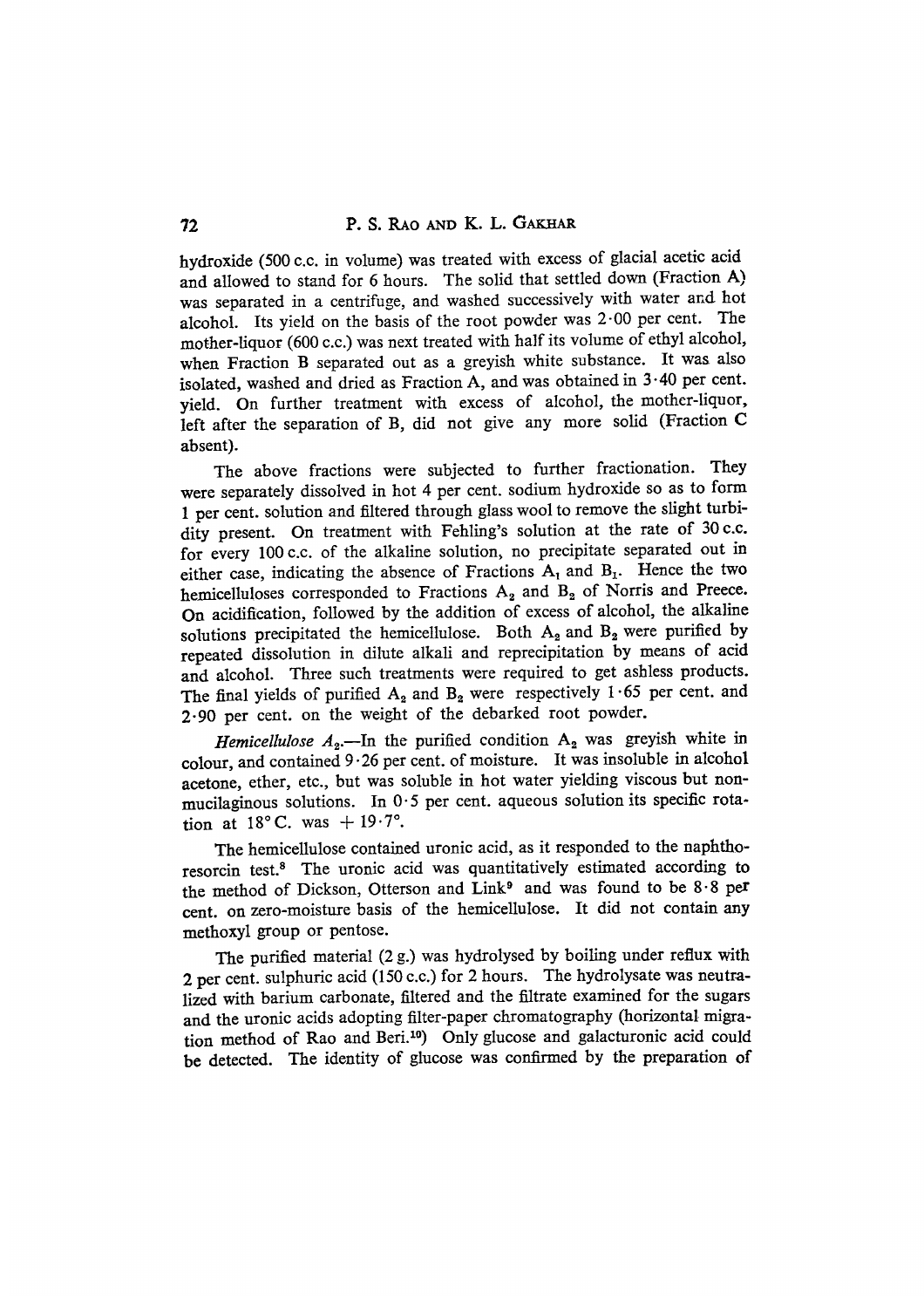hydroxide (500 c.c. in volume) was treated with excess of glacial acetic acid and allowed to stand for 6 hours. The solid that settled down (Fraction A) was separated in a centrifuge, and washed successively with water and hot alcohol. Its yield on the basis of the root powder was 2·00 per cent. The mother-liquor (600 c.c.) was next treated with half its volume of ethyl alcohol, when Fraction B separated out as a greyish white substance. It was also isolated, washed and dried as Fraction A, and was obtained in 3·40 per cent. yield. On further treatment with excess of alcohol, the mother-liquor, left after the separation of B, did not give any more solid (Fraction C absent).

The above fractions were subjected to further fractionation. They were separately dissolved in hot 4 per cent. sodium hydroxide so as to form 1 per cent. solution and filtered through glass wool to remove the slight turbidity present. On treatment with Fehling's solution at the rate of 30 c.c. for every 100 c.c. of the alkaline solution, no precipitate separated out in either case, indicating the absence of Fractions $A_1$ and $B_1$. Hence the two hemicelluloses corresponded to Fractions $A_2$ and $B_2$ of Norris and Preece. On acidification, followed by the addition of excess of alcohol, the alkaline solutions precipitated the hemicellulose. Both $A_2$ and $B_2$ were purified by repeated dissolution in dilute alkali and reprecipitation by means of acid and alcohol. Three such treatments were required to get ashless products. The final yields of purified $A_2$ and $B_2$ were respectively 1·65 per cent. and 2·90 per cent. on the weight of the debarked root powder.

*Hemicellulose $A_2$*.—In the purified condition $A_2$ was greyish white in colour, and contained 9·26 per cent. of moisture. It was insoluble in alcohol acetone, ether, etc., but was soluble in hot water yielding viscous but non-mucilaginous solutions. In 0·5 per cent. aqueous solution its specific rotation at 18° C. was + 19·7°.

The hemicellulose contained uronic acid, as it responded to the naphthoresorcin test.[8] The uronic acid was quantitatively estimated according to the method of Dickson, Otterson and Link[9] and was found to be 8·8 per cent. on zero-moisture basis of the hemicellulose. It did not contain any methoxyl group or pentose.

The purified material (2 g.) was hydrolysed by boiling under reflux with 2 per cent. sulphuric acid (150 c.c.) for 2 hours. The hydrolysate was neutralized with barium carbonate, filtered and the filtrate examined for the sugars and the uronic acids adopting filter-paper chromatography (horizontal migration method of Rao and Beri.[10]) Only glucose and galacturonic acid could be detected. The identity of glucose was confirmed by the preparation of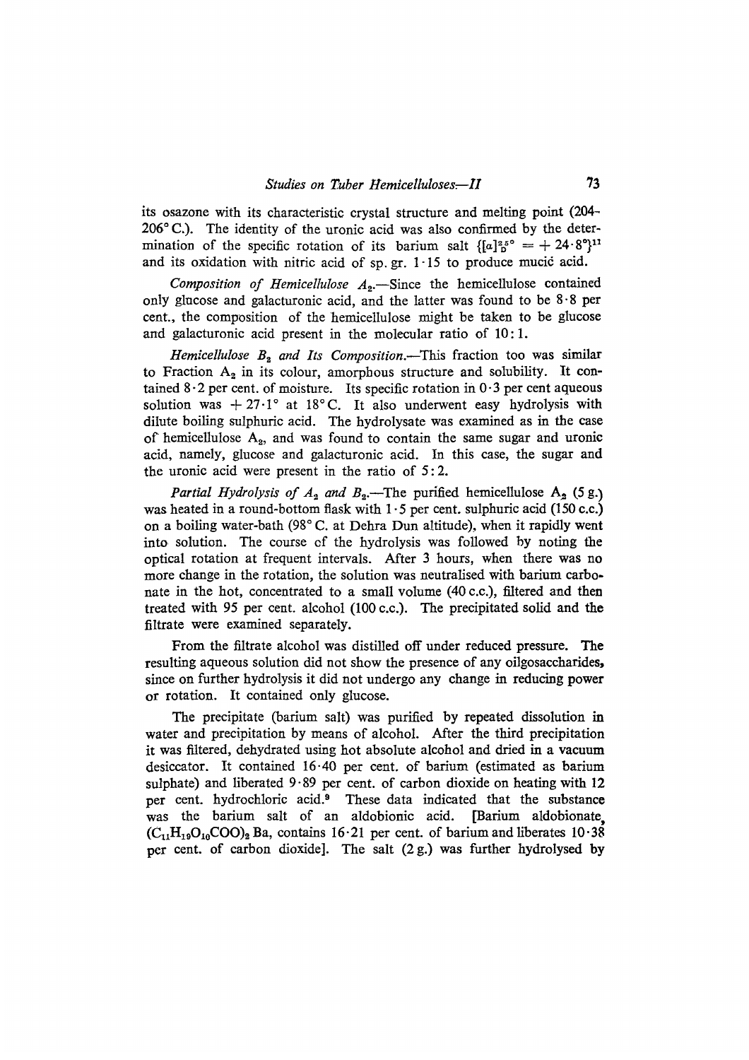its osazone with its characteristic crystal structure and melting point (204–206° C.). The identity of the uronic acid was also confirmed by the determination of the specific rotation of its barium salt $\{[\alpha]_D^{25°} = +24 \cdot 8°\}$[11] and its oxidation with nitric acid of sp. gr. 1·15 to produce mucic acid.

*Composition of Hemicellulose $A_2$.*—Since the hemicellulose contained only glucose and galacturonic acid, and the latter was found to be 8·8 per cent., the composition of the hemicellulose might be taken to be glucose and galacturonic acid present in the molecular ratio of 10 : 1.

*Hemicellulose $B_2$ and Its Composition.*—This fraction too was similar to Fraction $A_2$ in its colour, amorphous structure and solubility. It contained 8·2 per cent. of moisture. Its specific rotation in 0·3 per cent aqueous solution was + 27·1° at 18° C. It also underwent easy hydrolysis with dilute boiling sulphuric acid. The hydrolysate was examined as in the case of hemicellulose $A_2$, and was found to contain the same sugar and uronic acid, namely, glucose and galacturonic acid. In this case, the sugar and the uronic acid were present in the ratio of 5 : 2.

*Partial Hydrolysis of $A_2$ and $B_2$.*—The purified hemicellulose $A_2$ (5 g.) was heated in a round-bottom flask with 1·5 per cent. sulphuric acid (150 c.c.) on a boiling water-bath (98° C. at Dehra Dun altitude), when it rapidly went into solution. The course of the hydrolysis was followed by noting the optical rotation at frequent intervals. After 3 hours, when there was no more change in the rotation, the solution was neutralised with barium carbonate in the hot, concentrated to a small volume (40 c.c.), filtered and then treated with 95 per cent. alcohol (100 c.c.). The precipitated solid and the filtrate were examined separately.

From the filtrate alcohol was distilled off under reduced pressure. The resulting aqueous solution did not show the presence of any oilgosaccharides, since on further hydrolysis it did not undergo any change in reducing power or rotation. It contained only glucose.

The precipitate (barium salt) was purified by repeated dissolution in water and precipitation by means of alcohol. After the third precipitation it was filtered, dehydrated using hot absolute alcohol and dried in a vacuum desiccator. It contained 16·40 per cent. of barium (estimated as barium sulphate) and liberated 9·89 per cent. of carbon dioxide on heating with 12 per cent. hydrochloric acid.[9] These data indicated that the substance was the barium salt of an aldobionic acid. [Barium aldobionate, $(C_{11}H_{19}O_{10}COO)_2Ba$, contains 16·21 per cent. of barium and liberates 10·38 per cent. of carbon dioxide]. The salt (2 g.) was further hydrolysed by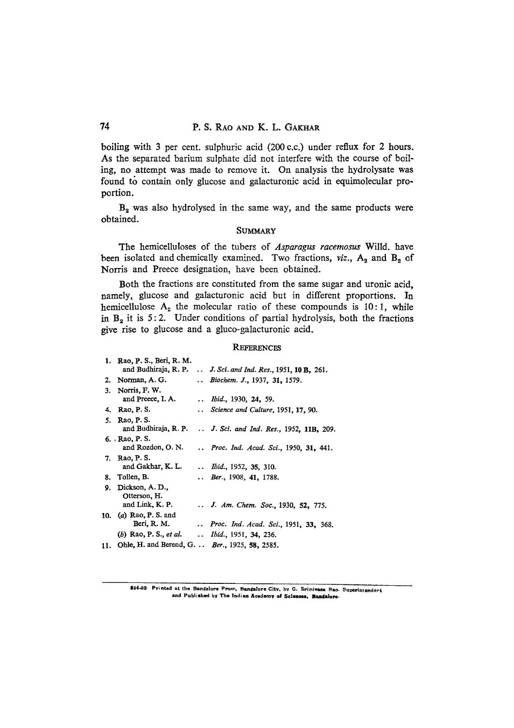boiling with 3 per cent. sulphuric acid (200 c.c.) under reflux for 2 hours. As the separated barium sulphate did not interfere with the course of boiling, no attempt was made to remove it. On analysis the hydrolysate was found to contain only glucose and galacturonic acid in equimolecular proportion.

$B_2$ was also hydrolysed in the same way, and the same products were obtained.

## SUMMARY

The hemicelluloses of the tubers of *Asparagus racemosus* Willd. have been isolated and chemically examined. Two fractions, *viz.*, $A_2$ and $B_2$ of Norris and Preece designation, have been obtained.

Both the fractions are constituted from the same sugar and uronic acid, namely, glucose and galacturonic acid but in different proportions. In hemicellulose $A_2$ the molecular ratio of these compounds is 10 : 1, while in $B_2$ it is 5 : 2. Under conditions of partial hydrolysis, both the fractions give rise to glucose and a gluco-galacturonic acid.

## REFERENCES

1. Rao, P. S., Beri, R. M. and Budhiraja, R. P. .. *J. Sci. and Ind. Res.*, 1951, **10 B**, 261.
2. Norman, A. G. .. *Biochem. J.*, 1937, **31**, 1579.
3. Norris, F. W. and Preece, I. A. .. *Ibid.*, 1930, **24**, 59.
4. Rao, P. S. .. *Science and Culture*, 1951, **17**, 90.
5. Rao, P. S. and Budhiraja, R. P. .. *J. Sci. and Ind. Res.*, 1952, **11B**, 209.
6. Rao, P. S. and Rozdon, O. N. .. *Proc. Ind. Acad. Sci.*, 1950, **31**, 441.
7. Rao, P. S. and Gakhar, K. L. .. *Ibid.*, 1952, **35**, 310.
8. Tollen, B. .. *Ber.*, 1908, **41**, 1788.
9. Dickson, A. D., Otterson, H. and Link, K. P. .. *J. Am. Chem. Soc.*, 1930, **52**, 775.
10. (*a*) Rao, P. S. and Beri, R. M. .. *Proc. Ind. Acad. Sci.*, 1951, **33**, 368.
    (*b*) Rao, P. S., *et al.* .. *Ibid.*, 1951, **34**, 236.
11. Ohle, H. and Berend, G. .. *Ber.*, 1925, **58**, 2585.

894-52 Printed at the Bangalore Press, Bangalore City, by G. Srinivasa Rao, Superintendent and Published by The Indian Academy of Sciences, Bangalore.